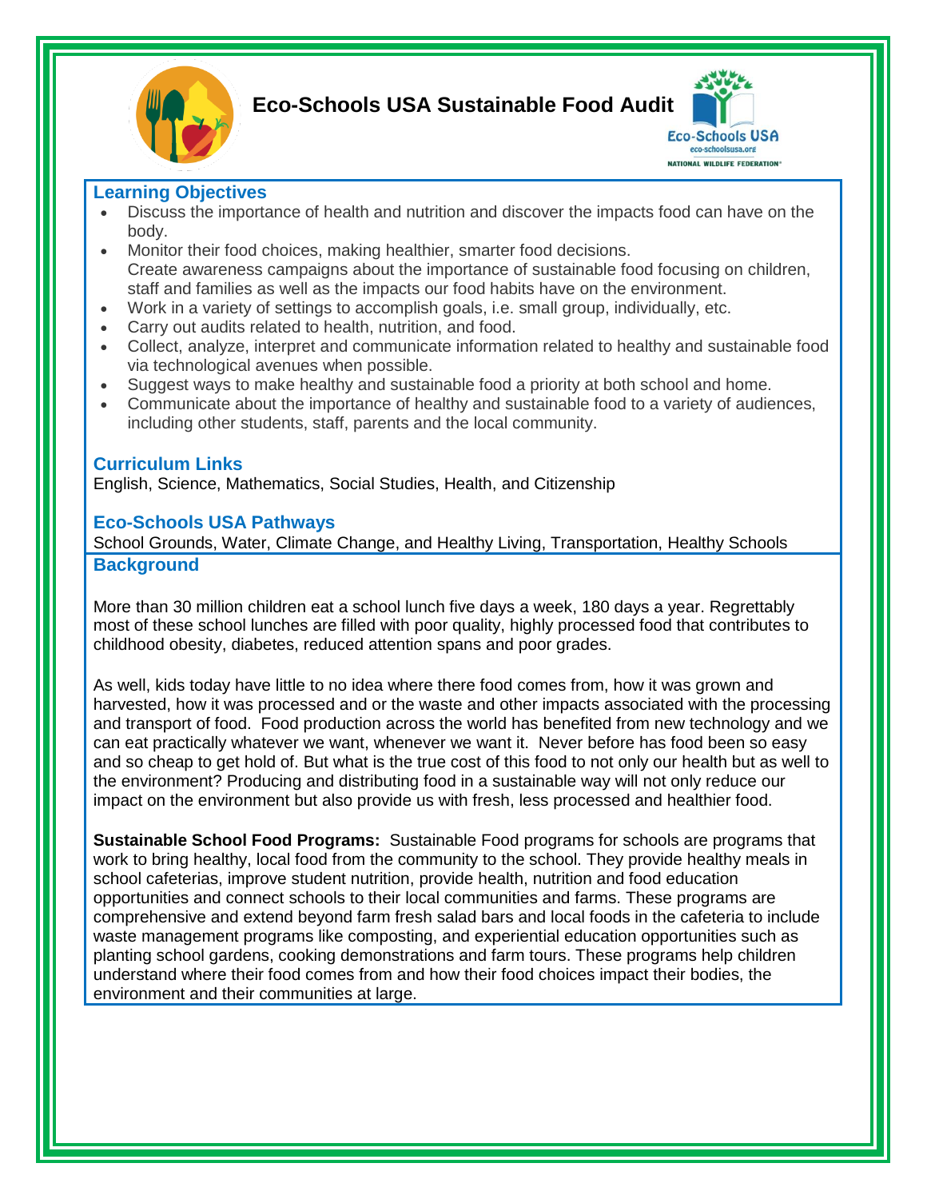# Eco-Schools USA Sustainable Food Audit

Eco-Schools USA
eco-schoolsusa.org
NATIONAL WILDLIFE FEDERATION

## Learning Objectives

- Discuss the importance of health and nutrition and discover the impacts food can have on the body.
- Monitor their food choices, making healthier, smarter food decisions.
  Create awareness campaigns about the importance of sustainable food focusing on children, staff and families as well as the impacts our food habits have on the environment.
- Work in a variety of settings to accomplish goals, i.e. small group, individually, etc.
- Carry out audits related to health, nutrition, and food.
- Collect, analyze, interpret and communicate information related to healthy and sustainable food via technological avenues when possible.
- Suggest ways to make healthy and sustainable food a priority at both school and home.
- Communicate about the importance of healthy and sustainable food to a variety of audiences, including other students, staff, parents and the local community.

## Curriculum Links

English, Science, Mathematics, Social Studies, Health, and Citizenship

## Eco-Schools USA Pathways

School Grounds, Water, Climate Change, and Healthy Living, Transportation, Healthy Schools

## Background

More than 30 million children eat a school lunch five days a week, 180 days a year. Regrettably most of these school lunches are filled with poor quality, highly processed food that contributes to childhood obesity, diabetes, reduced attention spans and poor grades.

As well, kids today have little to no idea where there food comes from, how it was grown and harvested, how it was processed and or the waste and other impacts associated with the processing and transport of food. Food production across the world has benefited from new technology and we can eat practically whatever we want, whenever we want it. Never before has food been so easy and so cheap to get hold of. But what is the true cost of this food to not only our health but as well to the environment? Producing and distributing food in a sustainable way will not only reduce our impact on the environment but also provide us with fresh, less processed and healthier food.

**Sustainable School Food Programs:** Sustainable Food programs for schools are programs that work to bring healthy, local food from the community to the school. They provide healthy meals in school cafeterias, improve student nutrition, provide health, nutrition and food education opportunities and connect schools to their local communities and farms. These programs are comprehensive and extend beyond farm fresh salad bars and local foods in the cafeteria to include waste management programs like composting, and experiential education opportunities such as planting school gardens, cooking demonstrations and farm tours. These programs help children understand where their food comes from and how their food choices impact their bodies, the environment and their communities at large.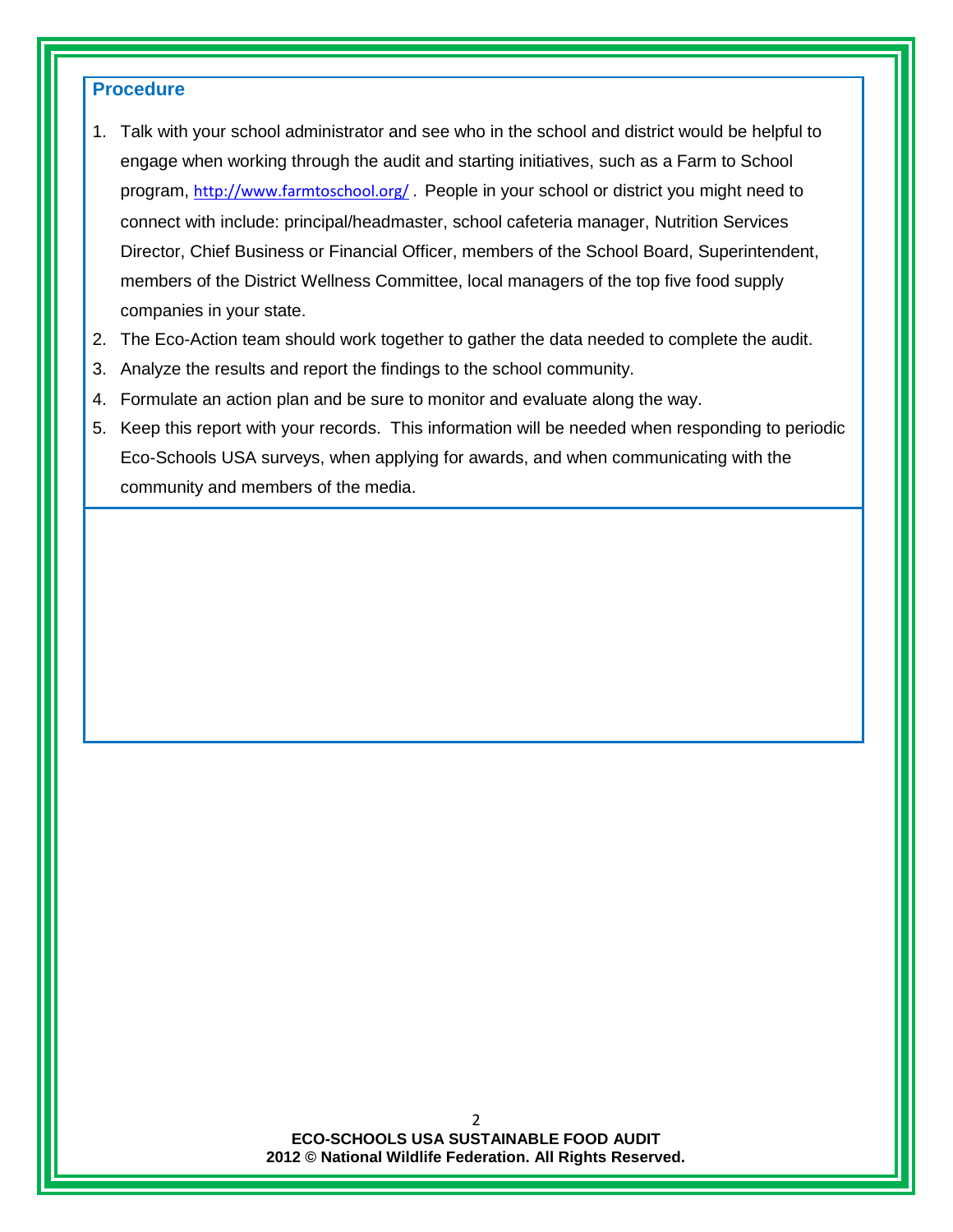## Procedure

1. Talk with your school administrator and see who in the school and district would be helpful to engage when working through the audit and starting initiatives, such as a Farm to School program, http://www.farmtoschool.org/ . People in your school or district you might need to connect with include: principal/headmaster, school cafeteria manager, Nutrition Services Director, Chief Business or Financial Officer, members of the School Board, Superintendent, members of the District Wellness Committee, local managers of the top five food supply companies in your state.
2. The Eco-Action team should work together to gather the data needed to complete the audit.
3. Analyze the results and report the findings to the school community.
4. Formulate an action plan and be sure to monitor and evaluate along the way.
5. Keep this report with your records. This information will be needed when responding to periodic Eco-Schools USA surveys, when applying for awards, and when communicating with the community and members of the media.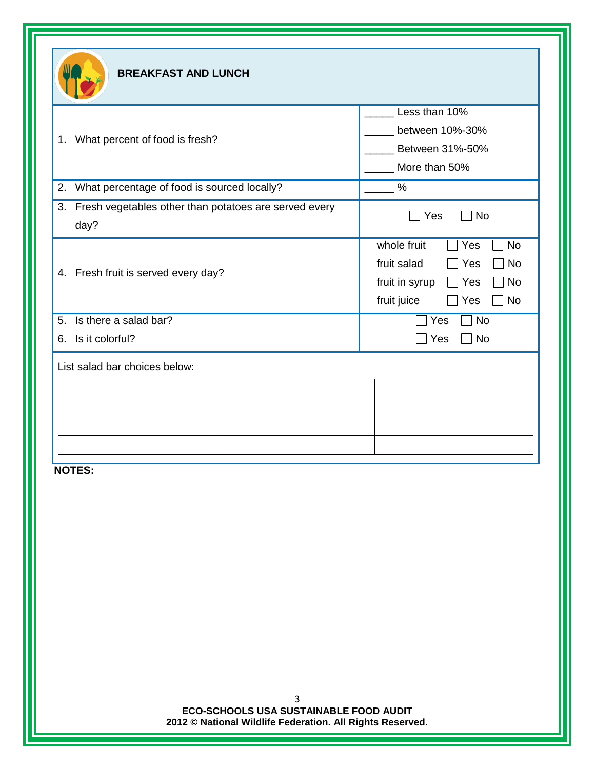## BREAKFAST AND LUNCH

| | |
|---|---|
| 1. What percent of food is fresh? | _____ Less than 10%<br>_____ between 10%-30%<br>_____ Between 31%-50%<br>_____ More than 50% |
| 2. What percentage of food is sourced locally? | _____ % |
| 3. Fresh vegetables other than potatoes are served every day? | ☐ Yes ☐ No |
| 4. Fresh fruit is served every day? | whole fruit ☐ Yes ☐ No<br>fruit salad ☐ Yes ☐ No<br>fruit in syrup ☐ Yes ☐ No<br>fruit juice ☐ Yes ☐ No |
| 5. Is there a salad bar? | ☐ Yes ☐ No |
| 6. Is it colorful? | ☐ Yes ☐ No |

List salad bar choices below:

| | | |
|---|---|---|
| | | |
| | | |
| | | |
| | | |

**NOTES:**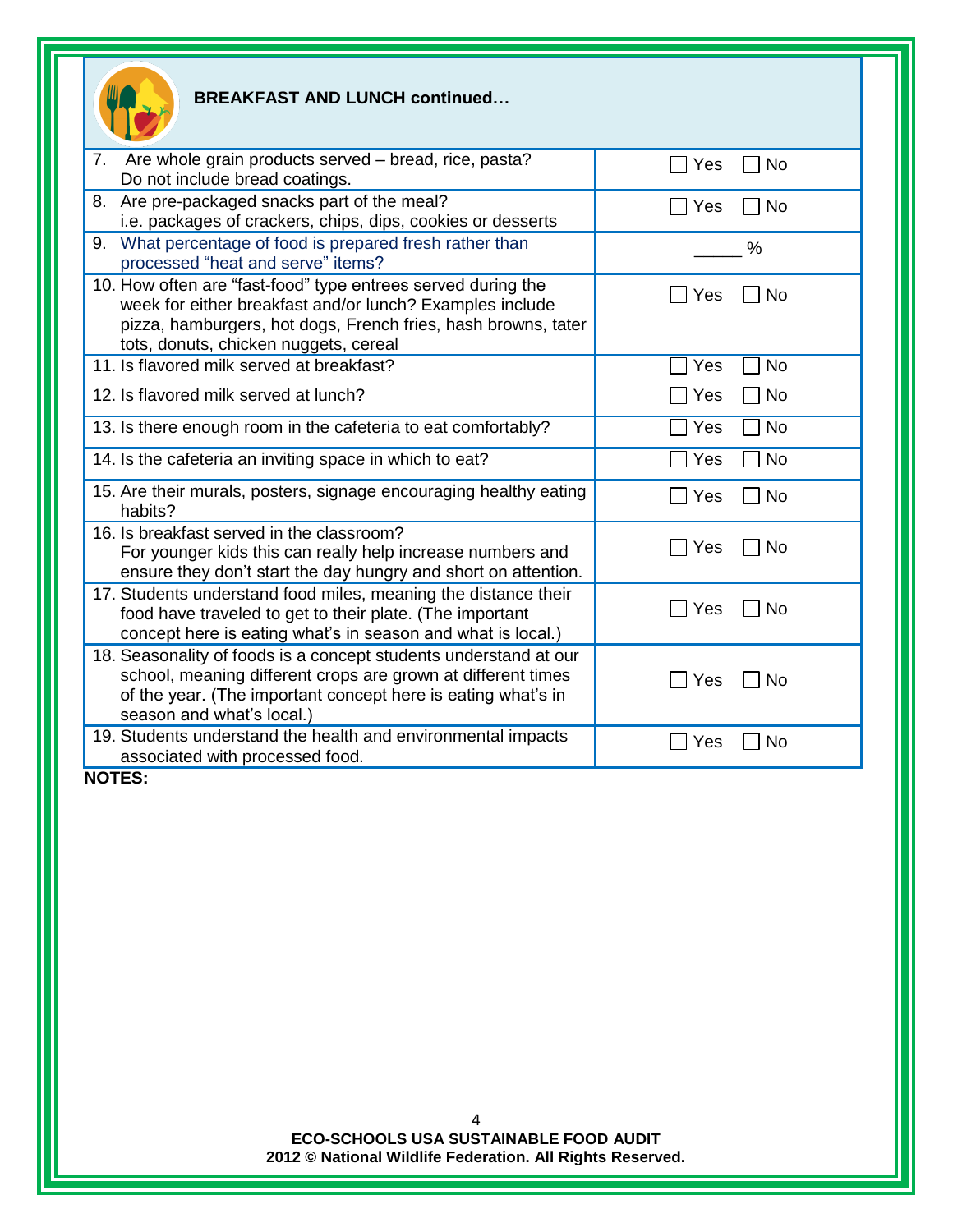## BREAKFAST AND LUNCH continued…

| | |
|---|---|
| 7. Are whole grain products served – bread, rice, pasta? Do not include bread coatings. | ☐ Yes ☐ No |
| 8. Are pre-packaged snacks part of the meal? i.e. packages of crackers, chips, dips, cookies or desserts | ☐ Yes ☐ No |
| 9. What percentage of food is prepared fresh rather than processed "heat and serve" items? | _____ % |
| 10. How often are "fast-food" type entrees served during the week for either breakfast and/or lunch? Examples include pizza, hamburgers, hot dogs, French fries, hash browns, tater tots, donuts, chicken nuggets, cereal | ☐ Yes ☐ No |
| 11. Is flavored milk served at breakfast? | ☐ Yes ☐ No |
| 12. Is flavored milk served at lunch? | ☐ Yes ☐ No |
| 13. Is there enough room in the cafeteria to eat comfortably? | ☐ Yes ☐ No |
| 14. Is the cafeteria an inviting space in which to eat? | ☐ Yes ☐ No |
| 15. Are their murals, posters, signage encouraging healthy eating habits? | ☐ Yes ☐ No |
| 16. Is breakfast served in the classroom? For younger kids this can really help increase numbers and ensure they don't start the day hungry and short on attention. | ☐ Yes ☐ No |
| 17. Students understand food miles, meaning the distance their food have traveled to get to their plate. (The important concept here is eating what's in season and what is local.) | ☐ Yes ☐ No |
| 18. Seasonality of foods is a concept students understand at our school, meaning different crops are grown at different times of the year. (The important concept here is eating what's in season and what's local.) | ☐ Yes ☐ No |
| 19. Students understand the health and environmental impacts associated with processed food. | ☐ Yes ☐ No |

**NOTES:**

**ECO-SCHOOLS USA SUSTAINABLE FOOD AUDIT**
**2012 © National Wildlife Federation. All Rights Reserved.**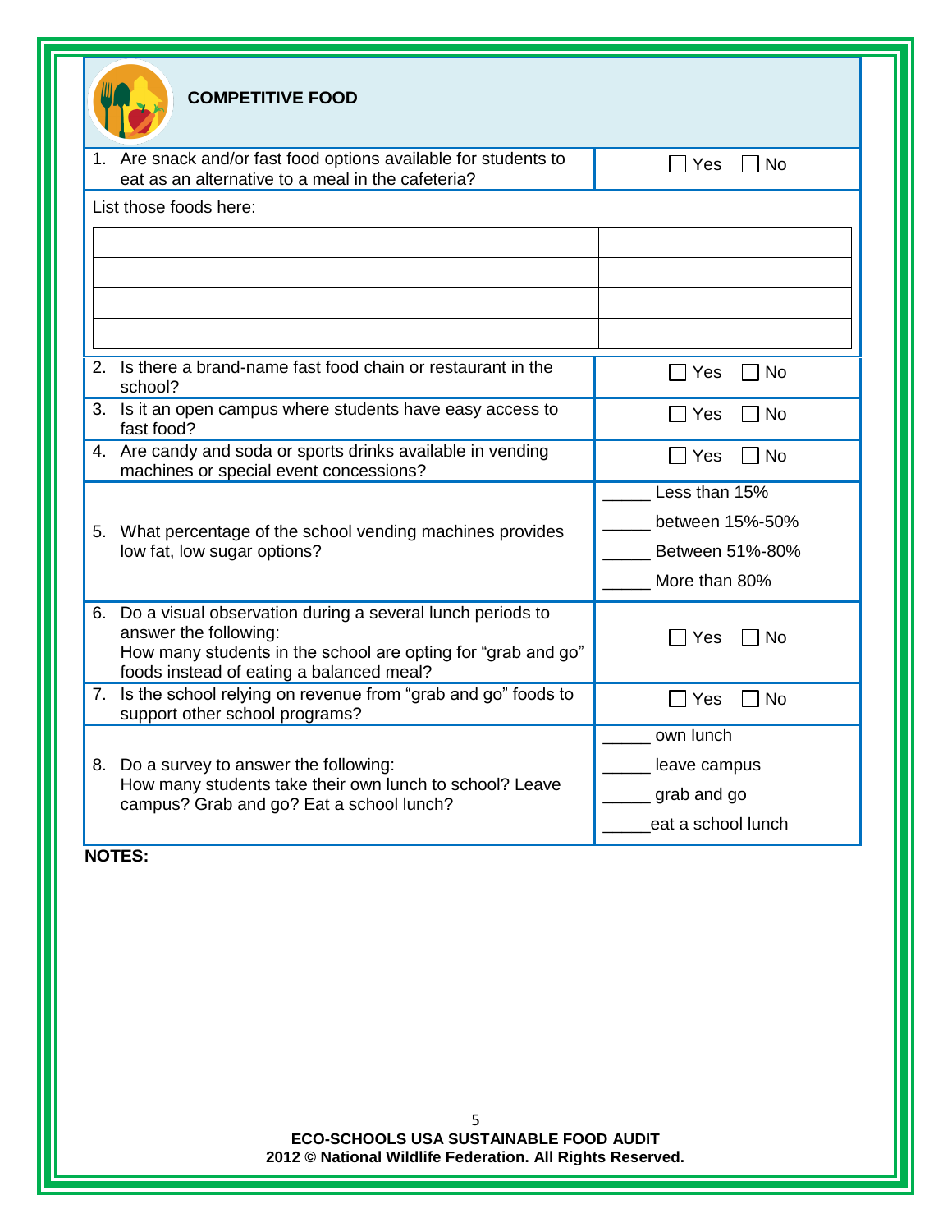## COMPETITIVE FOOD

| Question | Response |
|---|---|
| 1. Are snack and/or fast food options available for students to eat as an alternative to a meal in the cafeteria? | ☐ Yes ☐ No |

List those foods here:

| | | |
|---|---|---|
| | | |
| | | |
| | | |
| | | |

| Question | Response |
|---|---|
| 2. Is there a brand-name fast food chain or restaurant in the school? | ☐ Yes ☐ No |
| 3. Is it an open campus where students have easy access to fast food? | ☐ Yes ☐ No |
| 4. Are candy and soda or sports drinks available in vending machines or special event concessions? | ☐ Yes ☐ No |
| 5. What percentage of the school vending machines provides low fat, low sugar options? | _____ Less than 15%<br>_____ between 15%-50%<br>_____ Between 51%-80%<br>_____ More than 80% |
| 6. Do a visual observation during a several lunch periods to answer the following:<br>How many students in the school are opting for "grab and go" foods instead of eating a balanced meal? | ☐ Yes ☐ No |
| 7. Is the school relying on revenue from "grab and go" foods to support other school programs? | ☐ Yes ☐ No |
| 8. Do a survey to answer the following:<br>How many students take their own lunch to school? Leave campus? Grab and go? Eat a school lunch? | _____ own lunch<br>_____ leave campus<br>_____ grab and go<br>_____eat a school lunch |

**NOTES:**

**ECO-SCHOOLS USA SUSTAINABLE FOOD AUDIT**
**2012 © National Wildlife Federation. All Rights Reserved.**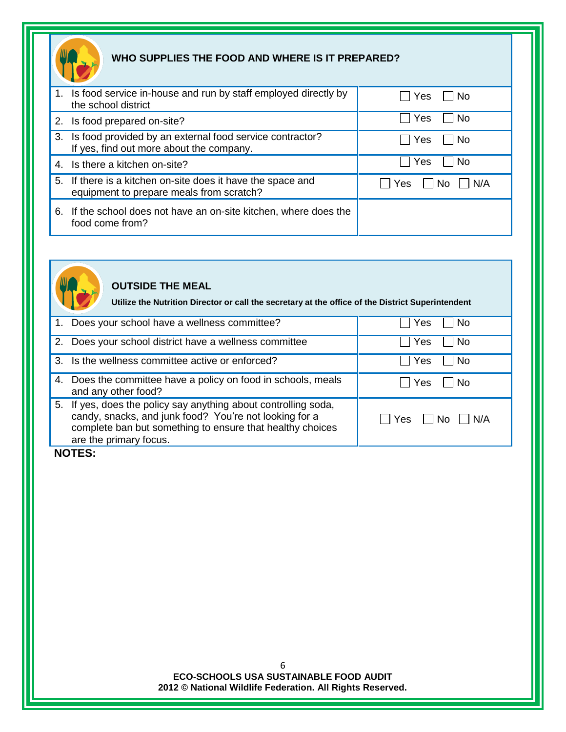## WHO SUPPLIES THE FOOD AND WHERE IS IT PREPARED?

| Question | Answer |
|---|---|
| 1. Is food service in-house and run by staff employed directly by the school district | ☐ Yes ☐ No |
| 2. Is food prepared on-site? | ☐ Yes ☐ No |
| 3. Is food provided by an external food service contractor? If yes, find out more about the company. | ☐ Yes ☐ No |
| 4. Is there a kitchen on-site? | ☐ Yes ☐ No |
| 5. If there is a kitchen on-site does it have the space and equipment to prepare meals from scratch? | ☐ Yes ☐ No ☐ N/A |
| 6. If the school does not have an on-site kitchen, where does the food come from? | |

## OUTSIDE THE MEAL

**Utilize the Nutrition Director or call the secretary at the office of the District Superintendent**

| Question | Answer |
|---|---|
| 1. Does your school have a wellness committee? | ☐ Yes ☐ No |
| 2. Does your school district have a wellness committee | ☐ Yes ☐ No |
| 3. Is the wellness committee active or enforced? | ☐ Yes ☐ No |
| 4. Does the committee have a policy on food in schools, meals and any other food? | ☐ Yes ☐ No |
| 5. If yes, does the policy say anything about controlling soda, candy, snacks, and junk food? You're not looking for a complete ban but something to ensure that healthy choices are the primary focus. | ☐ Yes ☐ No ☐ N/A |

**NOTES:**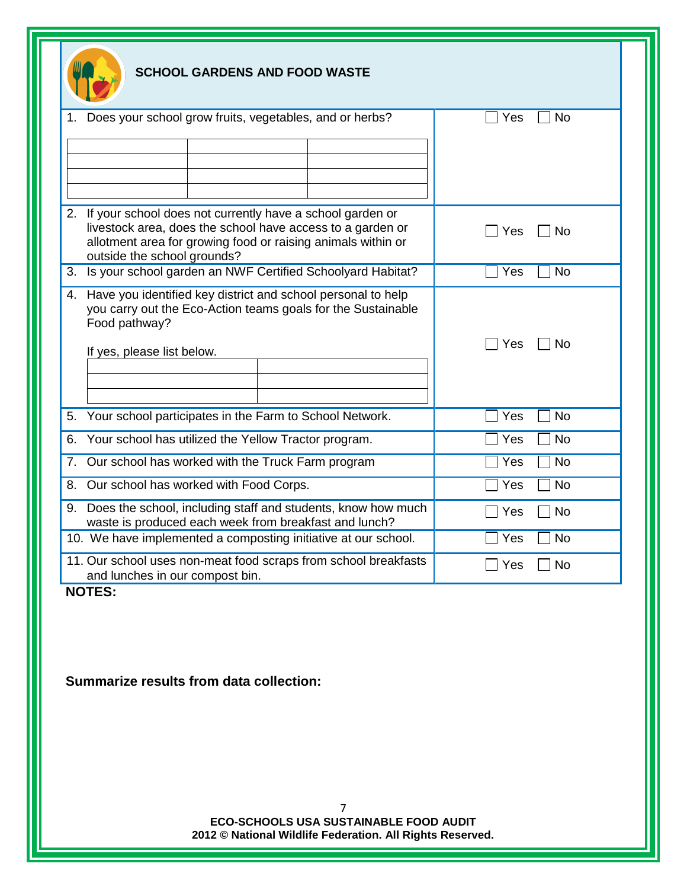## SCHOOL GARDENS AND FOOD WASTE

| | |
|---|---|
| 1. Does your school grow fruits, vegetables, and or herbs? | ☐ Yes ☐ No |
| 2. If your school does not currently have a school garden or livestock area, does the school have access to a garden or allotment area for growing food or raising animals within or outside the school grounds? | ☐ Yes ☐ No |
| 3. Is your school garden an NWF Certified Schoolyard Habitat? | ☐ Yes ☐ No |
| 4. Have you identified key district and school personal to help you carry out the Eco-Action teams goals for the Sustainable Food pathway? If yes, please list below. | ☐ Yes ☐ No |
| 5. Your school participates in the Farm to School Network. | ☐ Yes ☐ No |
| 6. Your school has utilized the Yellow Tractor program. | ☐ Yes ☐ No |
| 7. Our school has worked with the Truck Farm program | ☐ Yes ☐ No |
| 8. Our school has worked with Food Corps. | ☐ Yes ☐ No |
| 9. Does the school, including staff and students, know how much waste is produced each week from breakfast and lunch? | ☐ Yes ☐ No |
| 10. We have implemented a composting initiative at our school. | ☐ Yes ☐ No |
| 11. Our school uses non-meat food scraps from school breakfasts and lunches in our compost bin. | ☐ Yes ☐ No |

**NOTES:**

**Summarize results from data collection:**

**ECO-SCHOOLS USA SUSTAINABLE FOOD AUDIT**
**2012 © National Wildlife Federation. All Rights Reserved.**